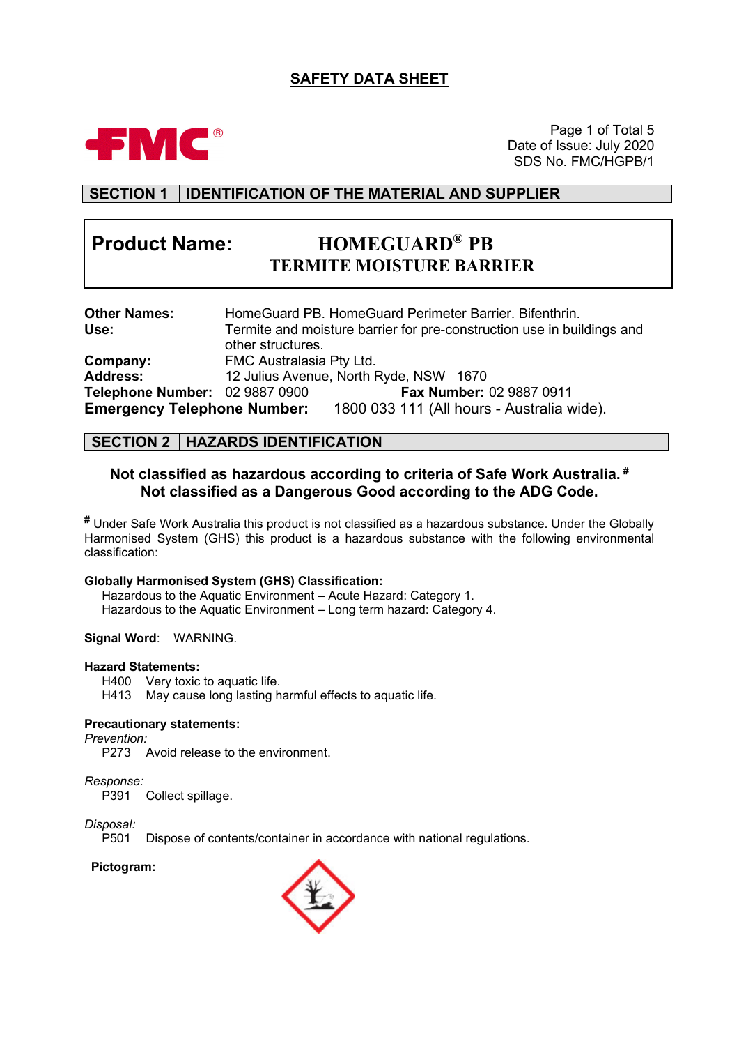# SAFETY DATA SHEET

Date of Issue: July 2020
SDS No. FMC/HGPB/1

## SECTION 1 IDENTIFICATION OF THE MATERIAL AND SUPPLIER

**Product Name:** **HOMEGUARD® PB TERMITE MOISTURE BARRIER**

**Other Names:** HomeGuard PB. HomeGuard Perimeter Barrier. Bifenthrin.
**Use:** Termite and moisture barrier for pre-construction use in buildings and other structures.
**Company:** FMC Australasia Pty Ltd.
**Address:** 12 Julius Avenue, North Ryde, NSW 1670
**Telephone Number:** 02 9887 0900 **Fax Number:** 02 9887 0911
**Emergency Telephone Number:** 1800 033 111 (All hours - Australia wide).

## SECTION 2 HAZARDS IDENTIFICATION

**Not classified as hazardous according to criteria of Safe Work Australia.** [#]
**Not classified as a Dangerous Good according to the ADG Code.**

[#] Under Safe Work Australia this product is not classified as a hazardous substance. Under the Globally Harmonised System (GHS) this product is a hazardous substance with the following environmental classification:

**Globally Harmonised System (GHS) Classification:**
Hazardous to the Aquatic Environment – Acute Hazard: Category 1.
Hazardous to the Aquatic Environment – Long term hazard: Category 4.

**Signal Word**: WARNING.

**Hazard Statements:**
H400 Very toxic to aquatic life.
H413 May cause long lasting harmful effects to aquatic life.

**Precautionary statements:**

*Prevention:*
P273 Avoid release to the environment.

*Response:*
P391 Collect spillage.

*Disposal:*
P501 Dispose of contents/container in accordance with national regulations.

**Pictogram:**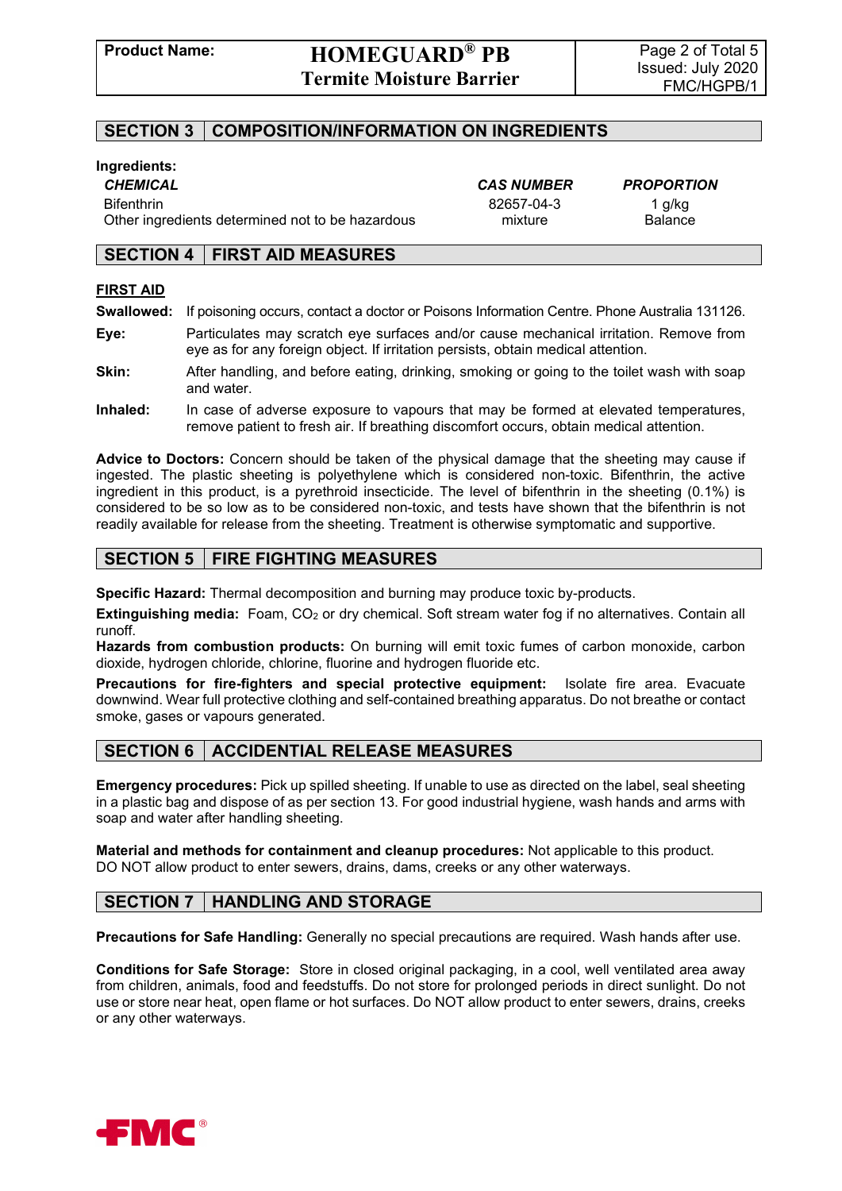## SECTION 3 COMPOSITION/INFORMATION ON INGREDIENTS

**Ingredients:**

| ***CHEMICAL*** | ***CAS NUMBER*** | ***PROPORTION*** |
|---|---|---|
| Bifenthrin | 82657-04-3 | 1 g/kg |
| Other ingredients determined not to be hazardous | mixture | Balance |

## SECTION 4 FIRST AID MEASURES

**FIRST AID**

**Swallowed:** If poisoning occurs, contact a doctor or Poisons Information Centre. Phone Australia 131126.

**Eye:** Particulates may scratch eye surfaces and/or cause mechanical irritation. Remove from eye as for any foreign object. If irritation persists, obtain medical attention.

**Skin:** After handling, and before eating, drinking, smoking or going to the toilet wash with soap and water.

**Inhaled:** In case of adverse exposure to vapours that may be formed at elevated temperatures, remove patient to fresh air. If breathing discomfort occurs, obtain medical attention.

**Advice to Doctors:** Concern should be taken of the physical damage that the sheeting may cause if ingested. The plastic sheeting is polyethylene which is considered non-toxic. Bifenthrin, the active ingredient in this product, is a pyrethroid insecticide. The level of bifenthrin in the sheeting (0.1%) is considered to be so low as to be considered non-toxic, and tests have shown that the bifenthrin is not readily available for release from the sheeting. Treatment is otherwise symptomatic and supportive.

## SECTION 5 FIRE FIGHTING MEASURES

**Specific Hazard:** Thermal decomposition and burning may produce toxic by-products.

**Extinguishing media:** Foam, $CO_2$ or dry chemical. Soft stream water fog if no alternatives. Contain all runoff.

**Hazards from combustion products:** On burning will emit toxic fumes of carbon monoxide, carbon dioxide, hydrogen chloride, chlorine, fluorine and hydrogen fluoride etc.

**Precautions for fire-fighters and special protective equipment:** Isolate fire area. Evacuate downwind. Wear full protective clothing and self-contained breathing apparatus. Do not breathe or contact smoke, gases or vapours generated.

## SECTION 6 ACCIDENTIAL RELEASE MEASURES

**Emergency procedures:** Pick up spilled sheeting. If unable to use as directed on the label, seal sheeting in a plastic bag and dispose of as per section 13. For good industrial hygiene, wash hands and arms with soap and water after handling sheeting.

**Material and methods for containment and cleanup procedures:** Not applicable to this product.
DO NOT allow product to enter sewers, drains, dams, creeks or any other waterways.

## SECTION 7 HANDLING AND STORAGE

**Precautions for Safe Handling:** Generally no special precautions are required. Wash hands after use.

**Conditions for Safe Storage:** Store in closed original packaging, in a cool, well ventilated area away from children, animals, food and feedstuffs. Do not store for prolonged periods in direct sunlight. Do not use or store near heat, open flame or hot surfaces. Do NOT allow product to enter sewers, drains, creeks or any other waterways.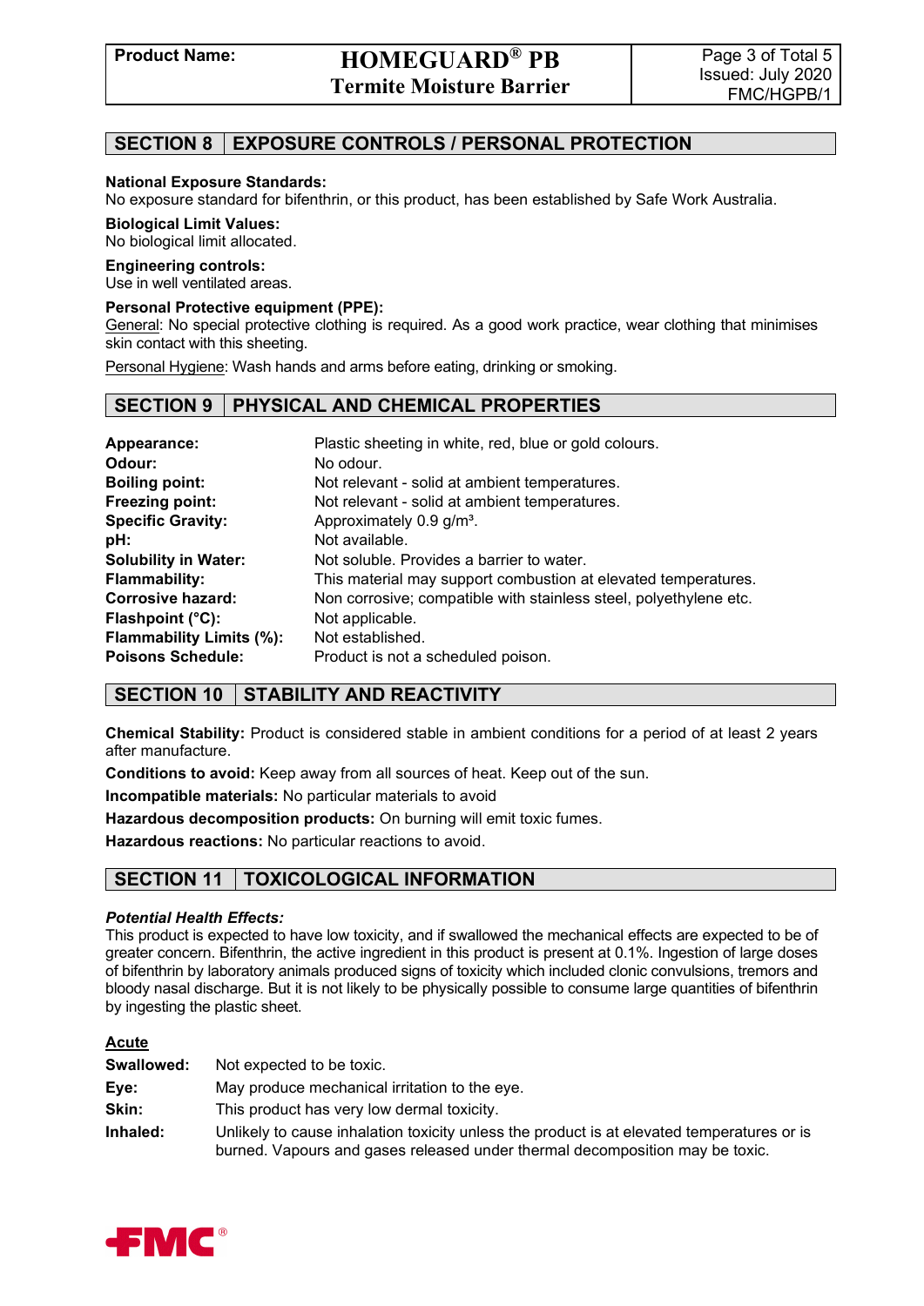## SECTION 8 | EXPOSURE CONTROLS / PERSONAL PROTECTION

**National Exposure Standards:**
No exposure standard for bifenthrin, or this product, has been established by Safe Work Australia.

**Biological Limit Values:**
No biological limit allocated.

**Engineering controls:**
Use in well ventilated areas.

**Personal Protective equipment (PPE):**
General: No special protective clothing is required. As a good work practice, wear clothing that minimises skin contact with this sheeting.

Personal Hygiene: Wash hands and arms before eating, drinking or smoking.

## SECTION 9 | PHYSICAL AND CHEMICAL PROPERTIES

| | |
|---|---|
| **Appearance:** | Plastic sheeting in white, red, blue or gold colours. |
| **Odour:** | No odour. |
| **Boiling point:** | Not relevant - solid at ambient temperatures. |
| **Freezing point:** | Not relevant - solid at ambient temperatures. |
| **Specific Gravity:** | Approximately 0.9 g/m³. |
| **pH:** | Not available. |
| **Solubility in Water:** | Not soluble. Provides a barrier to water. |
| **Flammability:** | This material may support combustion at elevated temperatures. |
| **Corrosive hazard:** | Non corrosive; compatible with stainless steel, polyethylene etc. |
| **Flashpoint (°C):** | Not applicable. |
| **Flammability Limits (%):** | Not established. |
| **Poisons Schedule:** | Product is not a scheduled poison. |

## SECTION 10 | STABILITY AND REACTIVITY

**Chemical Stability:** Product is considered stable in ambient conditions for a period of at least 2 years after manufacture.

**Conditions to avoid:** Keep away from all sources of heat. Keep out of the sun.

**Incompatible materials:** No particular materials to avoid

**Hazardous decomposition products:** On burning will emit toxic fumes.

**Hazardous reactions:** No particular reactions to avoid.

## SECTION 11 | TOXICOLOGICAL INFORMATION

***Potential Health Effects:***
This product is expected to have low toxicity, and if swallowed the mechanical effects are expected to be of greater concern. Bifenthrin, the active ingredient in this product is present at 0.1%. Ingestion of large doses of bifenthrin by laboratory animals produced signs of toxicity which included clonic convulsions, tremors and bloody nasal discharge. But it is not likely to be physically possible to consume large quantities of bifenthrin by ingesting the plastic sheet.

**Acute**

| | |
|---|---|
| **Swallowed:** | Not expected to be toxic. |
| **Eye:** | May produce mechanical irritation to the eye. |
| **Skin:** | This product has very low dermal toxicity. |
| **Inhaled:** | Unlikely to cause inhalation toxicity unless the product is at elevated temperatures or is burned. Vapours and gases released under thermal decomposition may be toxic. |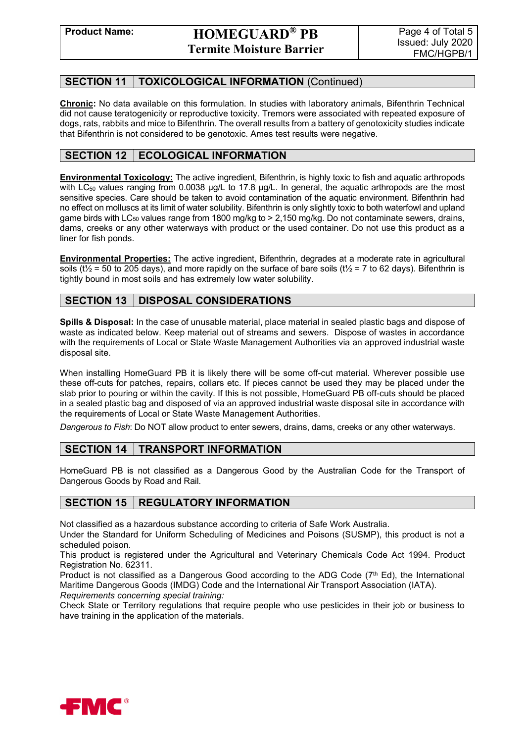## SECTION 11 TOXICOLOGICAL INFORMATION (Continued)

**Chronic:** No data available on this formulation. In studies with laboratory animals, Bifenthrin Technical did not cause teratogenicity or reproductive toxicity. Tremors were associated with repeated exposure of dogs, rats, rabbits and mice to Bifenthrin. The overall results from a battery of genotoxicity studies indicate that Bifenthrin is not considered to be genotoxic. Ames test results were negative.

## SECTION 12 ECOLOGICAL INFORMATION

**Environmental Toxicology:** The active ingredient, Bifenthrin, is highly toxic to fish and aquatic arthropods with $LC_{50}$ values ranging from 0.0038 µg/L to 17.8 µg/L. In general, the aquatic arthropods are the most sensitive species. Care should be taken to avoid contamination of the aquatic environment. Bifenthrin had no effect on molluscs at its limit of water solubility. Bifenthrin is only slightly toxic to both waterfowl and upland game birds with $LC_{50}$ values range from 1800 mg/kg to > 2,150 mg/kg. Do not contaminate sewers, drains, dams, creeks or any other waterways with product or the used container. Do not use this product as a liner for fish ponds.

**Environmental Properties:** The active ingredient, Bifenthrin, degrades at a moderate rate in agricultural soils ($t½$ = 50 to 205 days), and more rapidly on the surface of bare soils ($t½$ = 7 to 62 days). Bifenthrin is tightly bound in most soils and has extremely low water solubility.

## SECTION 13 DISPOSAL CONSIDERATIONS

**Spills & Disposal:** In the case of unusable material, place material in sealed plastic bags and dispose of waste as indicated below. Keep material out of streams and sewers. Dispose of wastes in accordance with the requirements of Local or State Waste Management Authorities via an approved industrial waste disposal site.

When installing HomeGuard PB it is likely there will be some off-cut material. Wherever possible use these off-cuts for patches, repairs, collars etc. If pieces cannot be used they may be placed under the slab prior to pouring or within the cavity. If this is not possible, HomeGuard PB off-cuts should be placed in a sealed plastic bag and disposed of via an approved industrial waste disposal site in accordance with the requirements of Local or State Waste Management Authorities.

*Dangerous to Fish*: Do NOT allow product to enter sewers, drains, dams, creeks or any other waterways.

## SECTION 14 TRANSPORT INFORMATION

HomeGuard PB is not classified as a Dangerous Good by the Australian Code for the Transport of Dangerous Goods by Road and Rail.

## SECTION 15 REGULATORY INFORMATION

Not classified as a hazardous substance according to criteria of Safe Work Australia.
Under the Standard for Uniform Scheduling of Medicines and Poisons (SUSMP), this product is not a scheduled poison.
This product is registered under the Agricultural and Veterinary Chemicals Code Act 1994. Product Registration No. 62311.
Product is not classified as a Dangerous Good according to the ADG Code (7th Ed), the International Maritime Dangerous Goods (IMDG) Code and the International Air Transport Association (IATA).
*Requirements concerning special training:*
Check State or Territory regulations that require people who use pesticides in their job or business to have training in the application of the materials.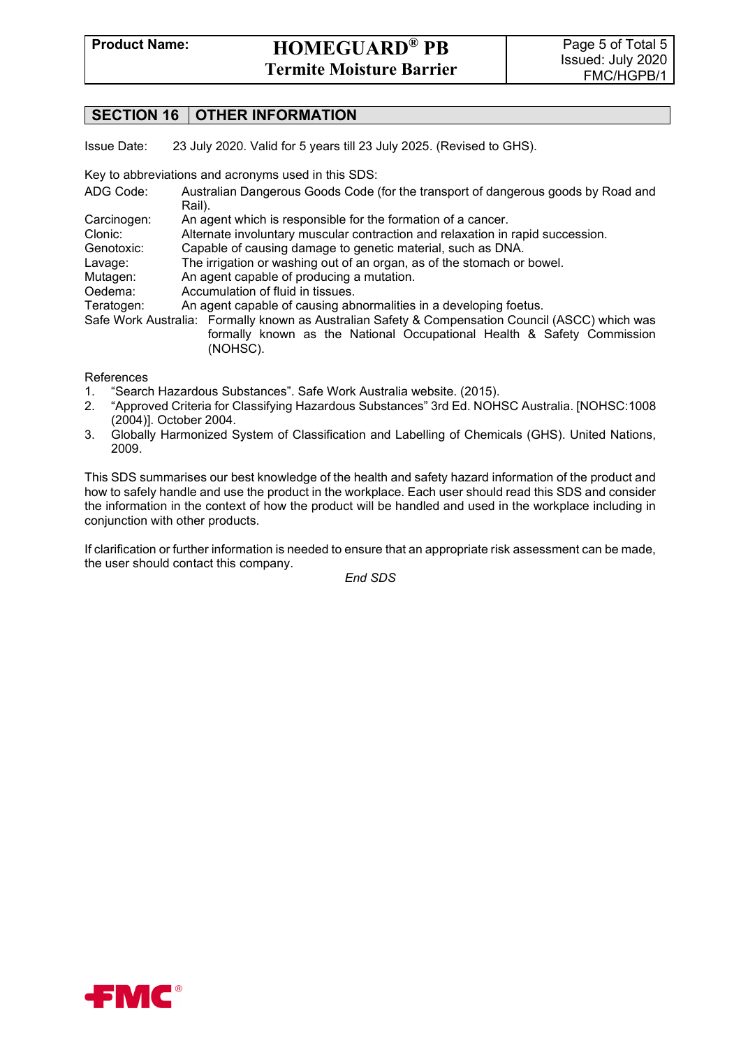## SECTION 16 OTHER INFORMATION

Issue Date: 23 July 2020. Valid for 5 years till 23 July 2025. (Revised to GHS).

Key to abbreviations and acronyms used in this SDS:

| | |
|---|---|
| ADG Code: | Australian Dangerous Goods Code (for the transport of dangerous goods by Road and Rail). |
| Carcinogen: | An agent which is responsible for the formation of a cancer. |
| Clonic: | Alternate involuntary muscular contraction and relaxation in rapid succession. |
| Genotoxic: | Capable of causing damage to genetic material, such as DNA. |
| Lavage: | The irrigation or washing out of an organ, as of the stomach or bowel. |
| Mutagen: | An agent capable of producing a mutation. |
| Oedema: | Accumulation of fluid in tissues. |
| Teratogen: | An agent capable of causing abnormalities in a developing foetus. |
| Safe Work Australia: | Formally known as Australian Safety & Compensation Council (ASCC) which was formally known as the National Occupational Health & Safety Commission (NOHSC). |

References

1. "Search Hazardous Substances". Safe Work Australia website. (2015).
2. "Approved Criteria for Classifying Hazardous Substances" 3rd Ed. NOHSC Australia. [NOHSC:1008 (2004)]. October 2004.
3. Globally Harmonized System of Classification and Labelling of Chemicals (GHS). United Nations, 2009.

This SDS summarises our best knowledge of the health and safety hazard information of the product and how to safely handle and use the product in the workplace. Each user should read this SDS and consider the information in the context of how the product will be handled and used in the workplace including in conjunction with other products.

If clarification or further information is needed to ensure that an appropriate risk assessment can be made, the user should contact this company.

*End SDS*